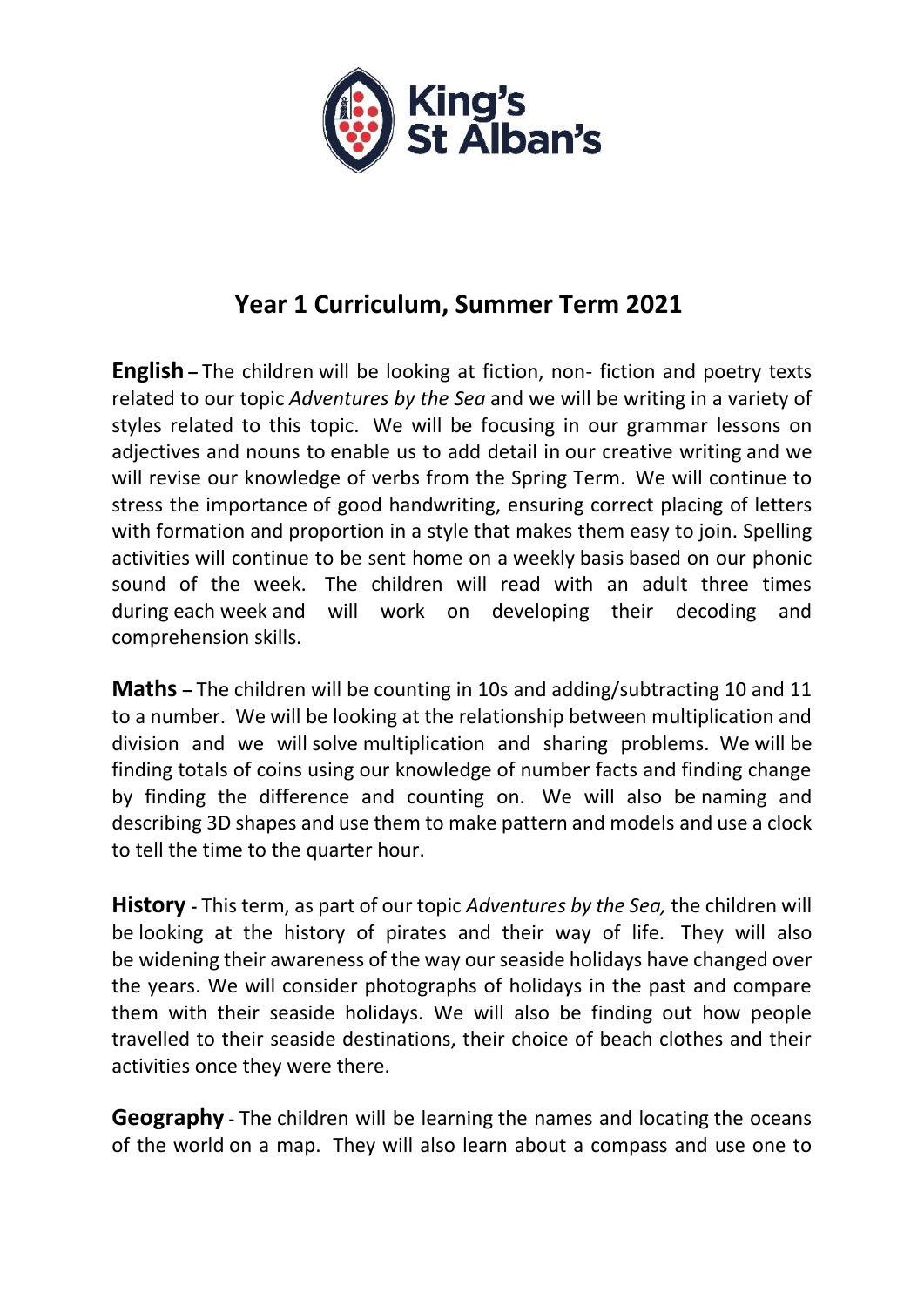King's St Alban's

# Year 1 Curriculum, Summer Term 2021

**English** – The children will be looking at fiction, non- fiction and poetry texts related to our topic *Adventures by the Sea* and we will be writing in a variety of styles related to this topic. We will be focusing in our grammar lessons on adjectives and nouns to enable us to add detail in our creative writing and we will revise our knowledge of verbs from the Spring Term. We will continue to stress the importance of good handwriting, ensuring correct placing of letters with formation and proportion in a style that makes them easy to join. Spelling activities will continue to be sent home on a weekly basis based on our phonic sound of the week. The children will read with an adult three times during each week and will work on developing their decoding and comprehension skills.

**Maths** – The children will be counting in 10s and adding/subtracting 10 and 11 to a number. We will be looking at the relationship between multiplication and division and we will solve multiplication and sharing problems. We will be finding totals of coins using our knowledge of number facts and finding change by finding the difference and counting on. We will also be naming and describing 3D shapes and use them to make pattern and models and use a clock to tell the time to the quarter hour.

**History** - This term, as part of our topic *Adventures by the Sea,* the children will be looking at the history of pirates and their way of life. They will also be widening their awareness of the way our seaside holidays have changed over the years. We will consider photographs of holidays in the past and compare them with their seaside holidays. We will also be finding out how people travelled to their seaside destinations, their choice of beach clothes and their activities once they were there.

**Geography** - The children will be learning the names and locating the oceans of the world on a map. They will also learn about a compass and use one to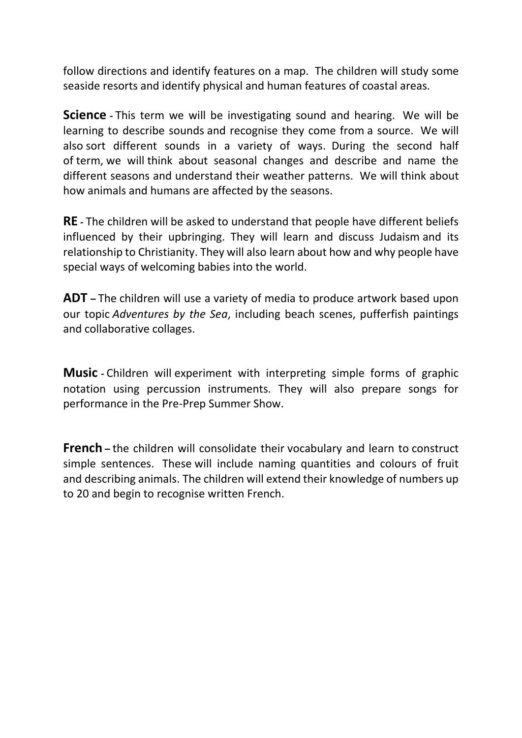follow directions and identify features on a map. The children will study some seaside resorts and identify physical and human features of coastal areas.

**Science** - This term we will be investigating sound and hearing. We will be learning to describe sounds and recognise they come from a source. We will also sort different sounds in a variety of ways. During the second half of term, we will think about seasonal changes and describe and name the different seasons and understand their weather patterns. We will think about how animals and humans are affected by the seasons.

**RE** - The children will be asked to understand that people have different beliefs influenced by their upbringing. They will learn and discuss Judaism and its relationship to Christianity. They will also learn about how and why people have special ways of welcoming babies into the world.

**ADT** – The children will use a variety of media to produce artwork based upon our topic *Adventures by the Sea*, including beach scenes, pufferfish paintings and collaborative collages.

**Music** - Children will experiment with interpreting simple forms of graphic notation using percussion instruments. They will also prepare songs for performance in the Pre-Prep Summer Show.

**French** – the children will consolidate their vocabulary and learn to construct simple sentences. These will include naming quantities and colours of fruit and describing animals. The children will extend their knowledge of numbers up to 20 and begin to recognise written French.